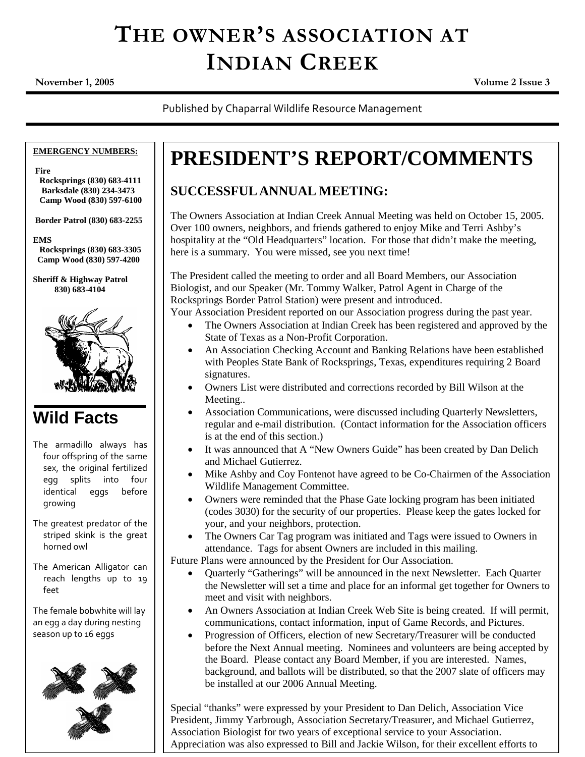# THE OWNER'S ASSOCIATION AT INDIAN CREEK

**November 1, 2005** **Volume 2 Issue 3**

Published by Chaparral Wildlife Resource Management

**EMERGENCY NUMBERS:**

**Fire**
**Rocksprings (830) 683-4111**
**Barksdale (830) 234-3473**
**Camp Wood (830) 597-6100**

**Border Patrol (830) 683-2255**

**EMS**
**Rocksprings (830) 683-3305**
**Camp Wood (830) 597-4200**

**Sheriff & Highway Patrol**
**830) 683-4104**

## Wild Facts

The armadillo always has four offspring of the same sex, the original fertilized egg splits into four identical eggs before growing

The greatest predator of the striped skink is the great horned owl

The American Alligator can reach lengths up to 19 feet

The female bobwhite will lay an egg a day during nesting season up to 16 eggs

# PRESIDENT'S REPORT/COMMENTS

## SUCCESSFUL ANNUAL MEETING:

The Owners Association at Indian Creek Annual Meeting was held on October 15, 2005. Over 100 owners, neighbors, and friends gathered to enjoy Mike and Terri Ashby's hospitality at the "Old Headquarters" location. For those that didn't make the meeting, here is a summary. You were missed, see you next time!

The President called the meeting to order and all Board Members, our Association Biologist, and our Speaker (Mr. Tommy Walker, Patrol Agent in Charge of the Rocksprings Border Patrol Station) were present and introduced.
Your Association President reported on our Association progress during the past year.

- The Owners Association at Indian Creek has been registered and approved by the State of Texas as a Non-Profit Corporation.
- An Association Checking Account and Banking Relations have been established with Peoples State Bank of Rocksprings, Texas, expenditures requiring 2 Board signatures.
- Owners List were distributed and corrections recorded by Bill Wilson at the Meeting..
- Association Communications, were discussed including Quarterly Newsletters, regular and e-mail distribution. (Contact information for the Association officers is at the end of this section.)
- It was announced that A "New Owners Guide" has been created by Dan Delich and Michael Gutierrez.
- Mike Ashby and Coy Fontenot have agreed to be Co-Chairmen of the Association Wildlife Management Committee.
- Owners were reminded that the Phase Gate locking program has been initiated (codes 3030) for the security of our properties. Please keep the gates locked for your, and your neighbors, protection.
- The Owners Car Tag program was initiated and Tags were issued to Owners in attendance. Tags for absent Owners are included in this mailing.

Future Plans were announced by the President for Our Association.

- Quarterly "Gatherings" will be announced in the next Newsletter. Each Quarter the Newsletter will set a time and place for an informal get together for Owners to meet and visit with neighbors.
- An Owners Association at Indian Creek Web Site is being created. If will permit, communications, contact information, input of Game Records, and Pictures.
- Progression of Officers, election of new Secretary/Treasurer will be conducted before the Next Annual meeting. Nominees and volunteers are being accepted by the Board. Please contact any Board Member, if you are interested. Names, background, and ballots will be distributed, so that the 2007 slate of officers may be installed at our 2006 Annual Meeting.

Special "thanks" were expressed by your President to Dan Delich, Association Vice President, Jimmy Yarbrough, Association Secretary/Treasurer, and Michael Gutierrez, Association Biologist for two years of exceptional service to your Association. Appreciation was also expressed to Bill and Jackie Wilson, for their excellent efforts to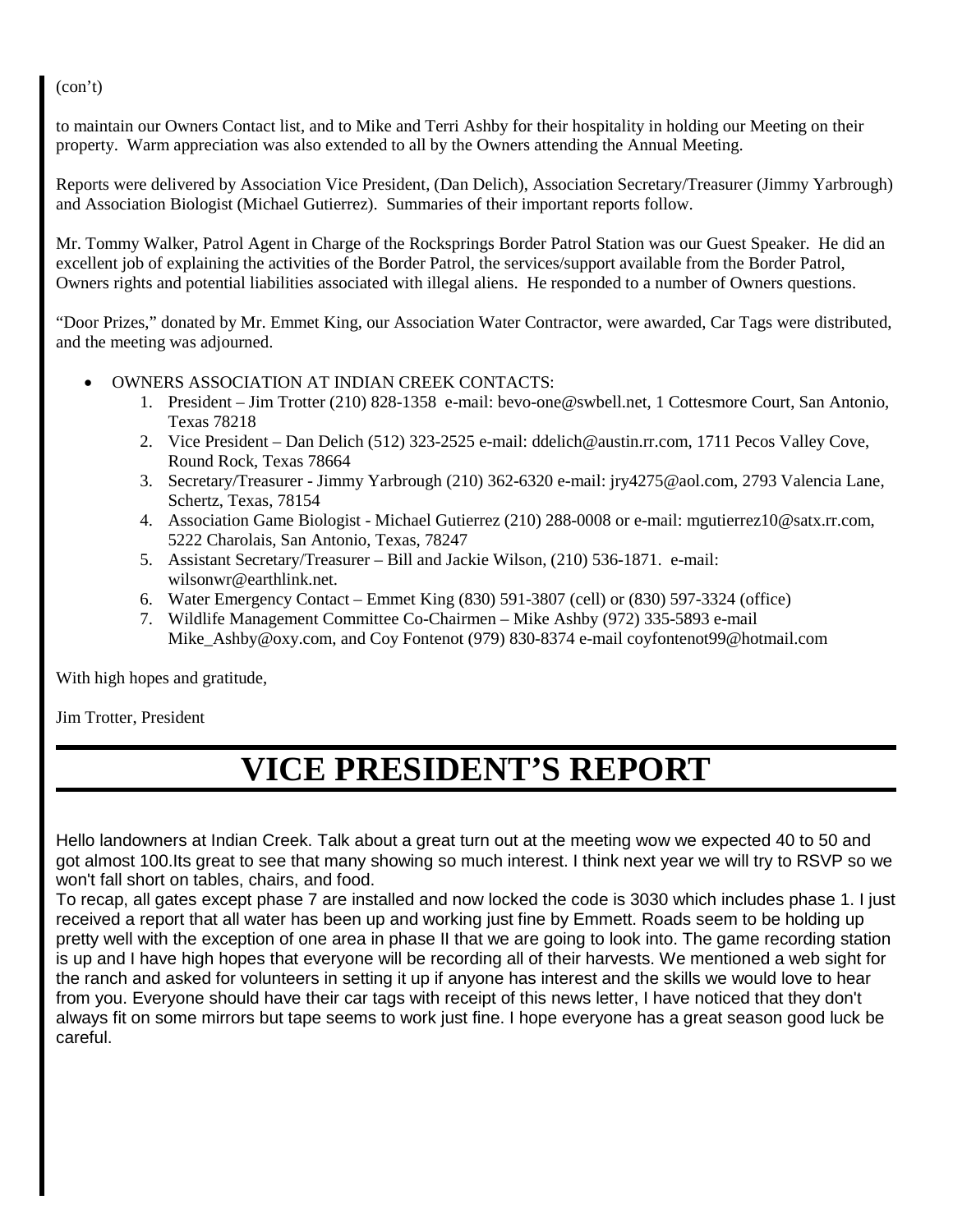(con't)

to maintain our Owners Contact list, and to Mike and Terri Ashby for their hospitality in holding our Meeting on their property. Warm appreciation was also extended to all by the Owners attending the Annual Meeting.

Reports were delivered by Association Vice President, (Dan Delich), Association Secretary/Treasurer (Jimmy Yarbrough) and Association Biologist (Michael Gutierrez). Summaries of their important reports follow.

Mr. Tommy Walker, Patrol Agent in Charge of the Rocksprings Border Patrol Station was our Guest Speaker. He did an excellent job of explaining the activities of the Border Patrol, the services/support available from the Border Patrol, Owners rights and potential liabilities associated with illegal aliens. He responded to a number of Owners questions.

"Door Prizes," donated by Mr. Emmet King, our Association Water Contractor, were awarded, Car Tags were distributed, and the meeting was adjourned.

- OWNERS ASSOCIATION AT INDIAN CREEK CONTACTS:
  1. President – Jim Trotter (210) 828-1358 e-mail: bevo-one@swbell.net, 1 Cottesmore Court, San Antonio, Texas 78218
  2. Vice President – Dan Delich (512) 323-2525 e-mail: ddelich@austin.rr.com, 1711 Pecos Valley Cove, Round Rock, Texas 78664
  3. Secretary/Treasurer - Jimmy Yarbrough (210) 362-6320 e-mail: jry4275@aol.com, 2793 Valencia Lane, Schertz, Texas, 78154
  4. Association Game Biologist - Michael Gutierrez (210) 288-0008 or e-mail: mgutierrez10@satx.rr.com, 5222 Charolais, San Antonio, Texas, 78247
  5. Assistant Secretary/Treasurer – Bill and Jackie Wilson, (210) 536-1871. e-mail: wilsonwr@earthlink.net.
  6. Water Emergency Contact – Emmet King (830) 591-3807 (cell) or (830) 597-3324 (office)
  7. Wildlife Management Committee Co-Chairmen – Mike Ashby (972) 335-5893 e-mail Mike_Ashby@oxy.com, and Coy Fontenot (979) 830-8374 e-mail coyfontenot99@hotmail.com

With high hopes and gratitude,

Jim Trotter, President

# VICE PRESIDENT'S REPORT

Hello landowners at Indian Creek. Talk about a great turn out at the meeting wow we expected 40 to 50 and got almost 100.Its great to see that many showing so much interest. I think next year we will try to RSVP so we won't fall short on tables, chairs, and food.
To recap, all gates except phase 7 are installed and now locked the code is 3030 which includes phase 1. I just received a report that all water has been up and working just fine by Emmett. Roads seem to be holding up pretty well with the exception of one area in phase II that we are going to look into. The game recording station is up and I have high hopes that everyone will be recording all of their harvests. We mentioned a web sight for the ranch and asked for volunteers in setting it up if anyone has interest and the skills we would love to hear from you. Everyone should have their car tags with receipt of this news letter, I have noticed that they don't always fit on some mirrors but tape seems to work just fine. I hope everyone has a great season good luck be careful.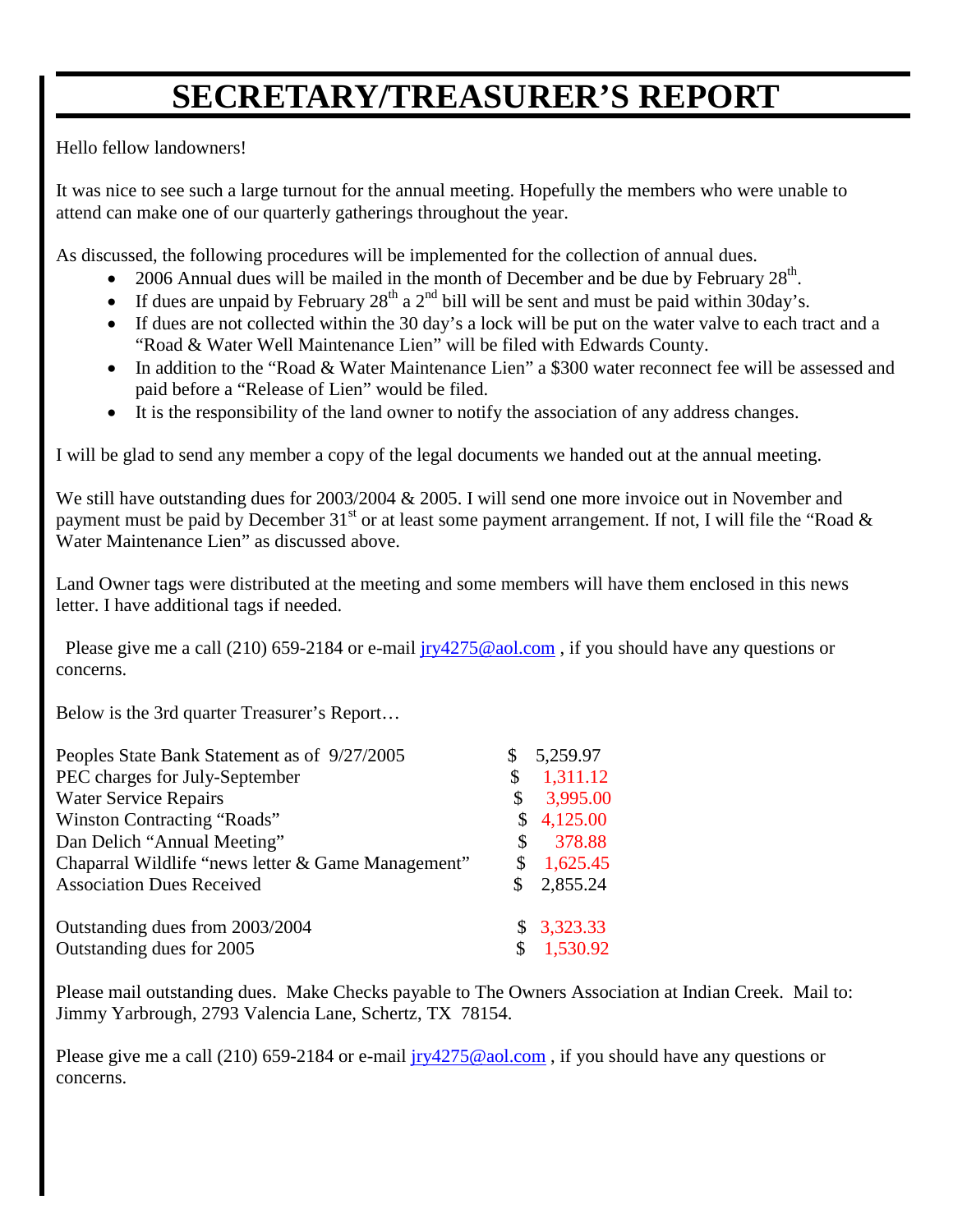# SECRETARY/TREASURER'S REPORT

Hello fellow landowners!

It was nice to see such a large turnout for the annual meeting. Hopefully the members who were unable to attend can make one of our quarterly gatherings throughout the year.

As discussed, the following procedures will be implemented for the collection of annual dues.

- 2006 Annual dues will be mailed in the month of December and be due by February 28th.
- If dues are unpaid by February 28th a 2nd bill will be sent and must be paid within 30day's.
- If dues are not collected within the 30 day's a lock will be put on the water valve to each tract and a "Road & Water Well Maintenance Lien" will be filed with Edwards County.
- In addition to the "Road & Water Maintenance Lien" a $300 water reconnect fee will be assessed and paid before a "Release of Lien" would be filed.
- It is the responsibility of the land owner to notify the association of any address changes.

I will be glad to send any member a copy of the legal documents we handed out at the annual meeting.

We still have outstanding dues for 2003/2004 & 2005. I will send one more invoice out in November and payment must be paid by December 31st or at least some payment arrangement. If not, I will file the "Road & Water Maintenance Lien" as discussed above.

Land Owner tags were distributed at the meeting and some members will have them enclosed in this news letter. I have additional tags if needed.

Please give me a call (210) 659-2184 or e-mail jry4275@aol.com , if you should have any questions or concerns.

Below is the 3rd quarter Treasurer's Report…

| | |
|---|---|
| Peoples State Bank Statement as of 9/27/2005 | $ 5,259.97 |
| PEC charges for July-September | $ 1,311.12 |
| Water Service Repairs | $ 3,995.00 |
| Winston Contracting "Roads" | $ 4,125.00 |
| Dan Delich "Annual Meeting" | $ 378.88 |
| Chaparral Wildlife "news letter & Game Management" | $ 1,625.45 |
| Association Dues Received | $ 2,855.24 |
| | |
| Outstanding dues from 2003/2004 | $ 3,323.33 |
| Outstanding dues for 2005 | $ 1,530.92 |

Please mail outstanding dues. Make Checks payable to The Owners Association at Indian Creek. Mail to: Jimmy Yarbrough, 2793 Valencia Lane, Schertz, TX 78154.

Please give me a call (210) 659-2184 or e-mail jry4275@aol.com , if you should have any questions or concerns.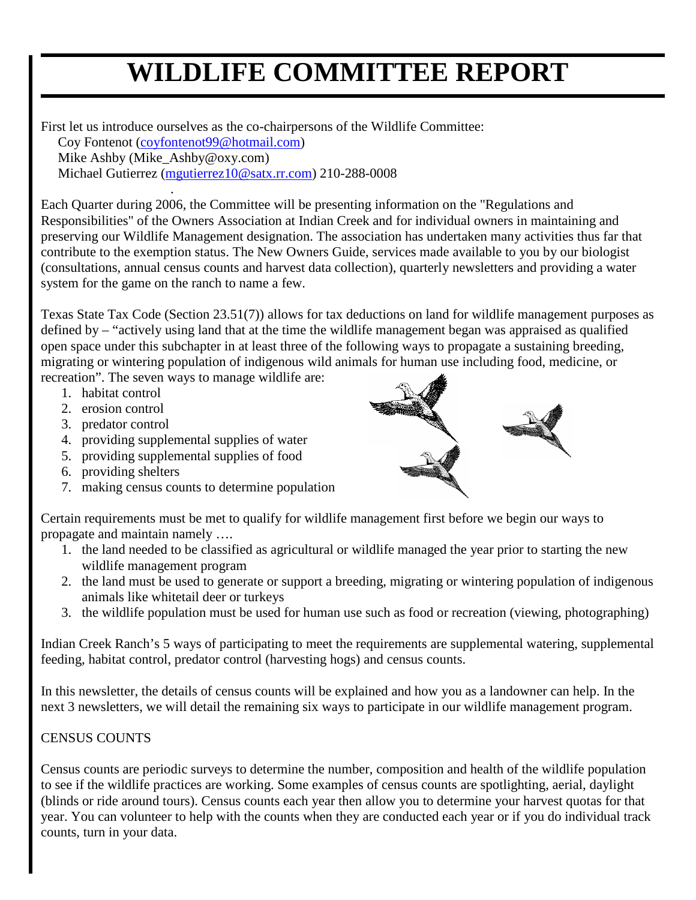# WILDLIFE COMMITTEE REPORT

First let us introduce ourselves as the co-chairpersons of the Wildlife Committee:

Coy Fontenot (coyfontenot99@hotmail.com)
Mike Ashby (Mike_Ashby@oxy.com)
Michael Gutierrez (mgutierrez10@satx.rr.com) 210-288-0008

Each Quarter during 2006, the Committee will be presenting information on the "Regulations and Responsibilities" of the Owners Association at Indian Creek and for individual owners in maintaining and preserving our Wildlife Management designation. The association has undertaken many activities thus far that contribute to the exemption status. The New Owners Guide, services made available to you by our biologist (consultations, annual census counts and harvest data collection), quarterly newsletters and providing a water system for the game on the ranch to name a few.

Texas State Tax Code (Section 23.51(7)) allows for tax deductions on land for wildlife management purposes as defined by – "actively using land that at the time the wildlife management began was appraised as qualified open space under this subchapter in at least three of the following ways to propagate a sustaining breeding, migrating or wintering population of indigenous wild animals for human use including food, medicine, or recreation". The seven ways to manage wildlife are:

1. habitat control
2. erosion control
3. predator control
4. providing supplemental supplies of water
5. providing supplemental supplies of food
6. providing shelters
7. making census counts to determine population

Certain requirements must be met to qualify for wildlife management first before we begin our ways to propagate and maintain namely ….

1. the land needed to be classified as agricultural or wildlife managed the year prior to starting the new wildlife management program
2. the land must be used to generate or support a breeding, migrating or wintering population of indigenous animals like whitetail deer or turkeys
3. the wildlife population must be used for human use such as food or recreation (viewing, photographing)

Indian Creek Ranch's 5 ways of participating to meet the requirements are supplemental watering, supplemental feeding, habitat control, predator control (harvesting hogs) and census counts.

In this newsletter, the details of census counts will be explained and how you as a landowner can help. In the next 3 newsletters, we will detail the remaining six ways to participate in our wildlife management program.

CENSUS COUNTS

Census counts are periodic surveys to determine the number, composition and health of the wildlife population to see if the wildlife practices are working. Some examples of census counts are spotlighting, aerial, daylight (blinds or ride around tours). Census counts each year then allow you to determine your harvest quotas for that year. You can volunteer to help with the counts when they are conducted each year or if you do individual track counts, turn in your data.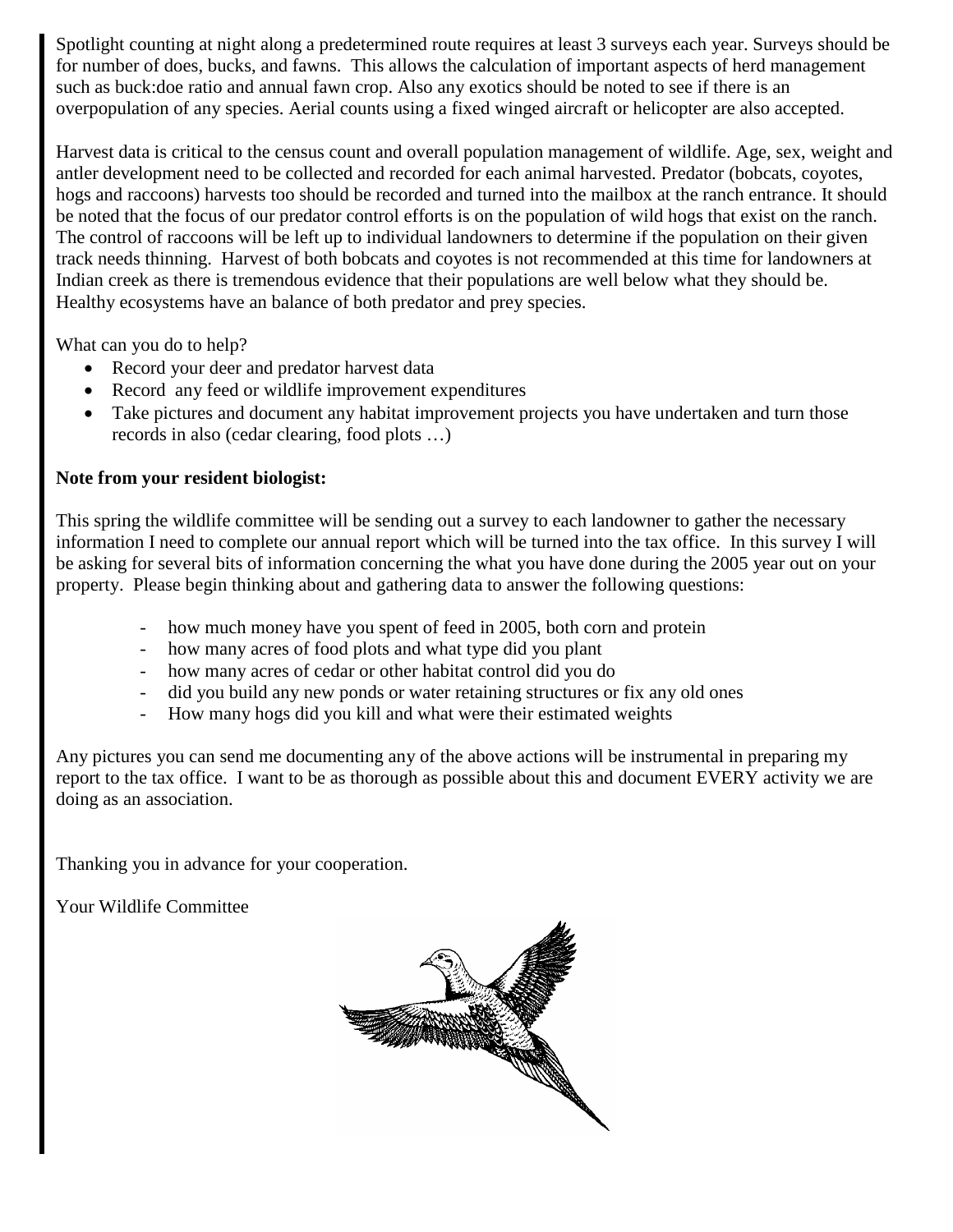Spotlight counting at night along a predetermined route requires at least 3 surveys each year. Surveys should be for number of does, bucks, and fawns. This allows the calculation of important aspects of herd management such as buck:doe ratio and annual fawn crop. Also any exotics should be noted to see if there is an overpopulation of any species. Aerial counts using a fixed winged aircraft or helicopter are also accepted.

Harvest data is critical to the census count and overall population management of wildlife. Age, sex, weight and antler development need to be collected and recorded for each animal harvested. Predator (bobcats, coyotes, hogs and raccoons) harvests too should be recorded and turned into the mailbox at the ranch entrance. It should be noted that the focus of our predator control efforts is on the population of wild hogs that exist on the ranch. The control of raccoons will be left up to individual landowners to determine if the population on their given track needs thinning. Harvest of both bobcats and coyotes is not recommended at this time for landowners at Indian creek as there is tremendous evidence that their populations are well below what they should be. Healthy ecosystems have an balance of both predator and prey species.

What can you do to help?

- Record your deer and predator harvest data
- Record any feed or wildlife improvement expenditures
- Take pictures and document any habitat improvement projects you have undertaken and turn those records in also (cedar clearing, food plots …)

**Note from your resident biologist:**

This spring the wildlife committee will be sending out a survey to each landowner to gather the necessary information I need to complete our annual report which will be turned into the tax office. In this survey I will be asking for several bits of information concerning the what you have done during the 2005 year out on your property. Please begin thinking about and gathering data to answer the following questions:

- how much money have you spent of feed in 2005, both corn and protein
- how many acres of food plots and what type did you plant
- how many acres of cedar or other habitat control did you do
- did you build any new ponds or water retaining structures or fix any old ones
- How many hogs did you kill and what were their estimated weights

Any pictures you can send me documenting any of the above actions will be instrumental in preparing my report to the tax office. I want to be as thorough as possible about this and document EVERY activity we are doing as an association.

Thanking you in advance for your cooperation.

Your Wildlife Committee